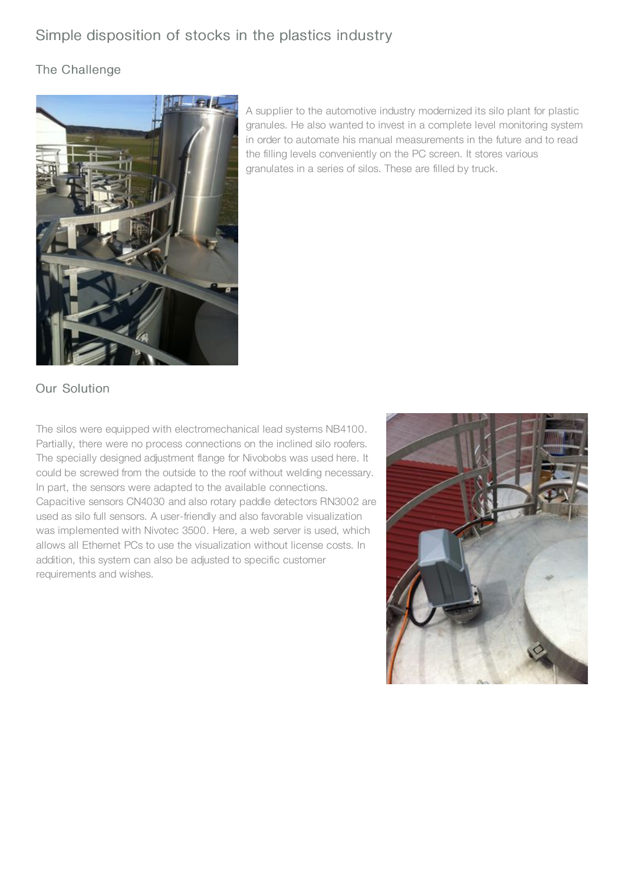# Simple disposition of stocks in the plastics industry

## The Challenge

A supplier to the automotive industry modernized its silo plant for plastic granules. He also wanted to invest in a complete level monitoring system in order to automate his manual measurements in the future and to read the filling levels conveniently on the PC screen. It stores various granulates in a series of silos. These are filled by truck.

## Our Solution

The silos were equipped with electromechanical lead systems NB4100. Partially, there were no process connections on the inclined silo roofers. The specially designed adjustment flange for Nivobobs was used here. It could be screwed from the outside to the roof without welding necessary. In part, the sensors were adapted to the available connections. Capacitive sensors CN4030 and also rotary paddle detectors RN3002 are used as silo full sensors. A user-friendly and also favorable visualization was implemented with Nivotec 3500. Here, a web server is used, which allows all Ethernet PCs to use the visualization without license costs. In addition, this system can also be adjusted to specific customer requirements and wishes.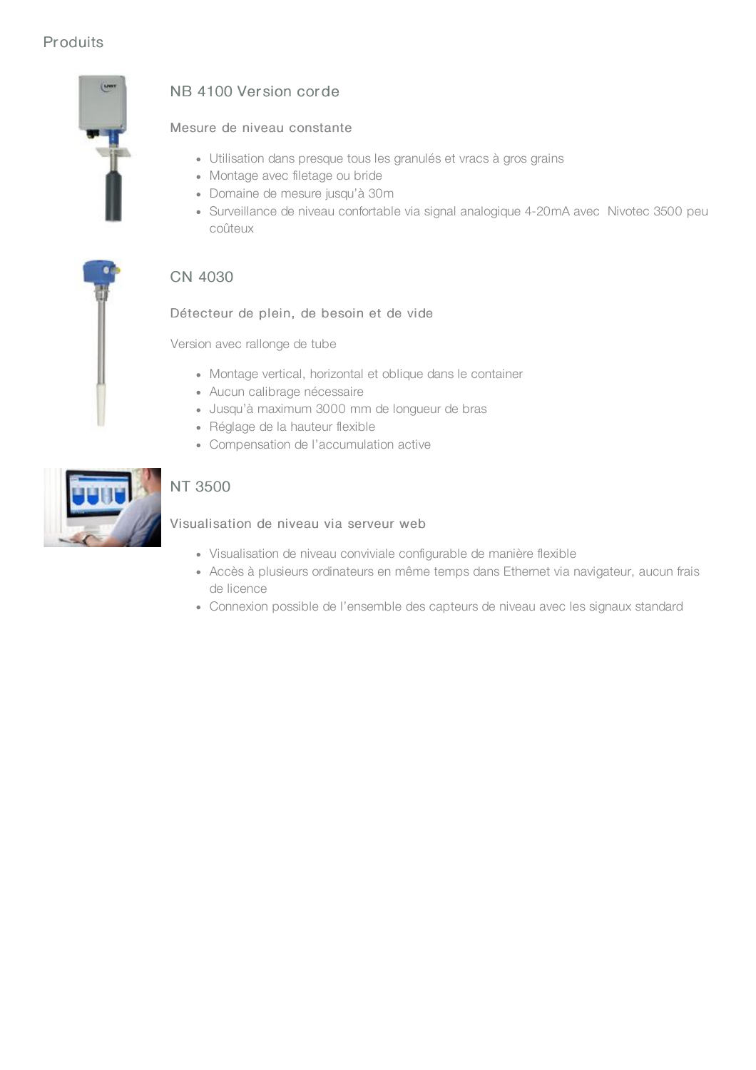## Produits

### NB 4100 Version corde

#### Mesure de niveau constante

- Utilisation dans presque tous les granulés et vracs à gros grains
- Montage avec filetage ou bride
- Domaine de mesure jusqu'à 30m
- Surveillance de niveau confortable via signal analogique 4-20mA avec Nivotec 3500 peu coûteux

### CN 4030

#### Détecteur de plein, de besoin et de vide

Version avec rallonge de tube

- Montage vertical, horizontal et oblique dans le container
- Aucun calibrage nécessaire
- Jusqu'à maximum 3000 mm de longueur de bras
- Réglage de la hauteur flexible
- Compensation de l'accumulation active

### NT 3500

#### Visualisation de niveau via serveur web

- Visualisation de niveau conviviale configurable de manière flexible
- Accès à plusieurs ordinateurs en même temps dans Ethernet via navigateur, aucun frais de licence
- Connexion possible de l'ensemble des capteurs de niveau avec les signaux standard